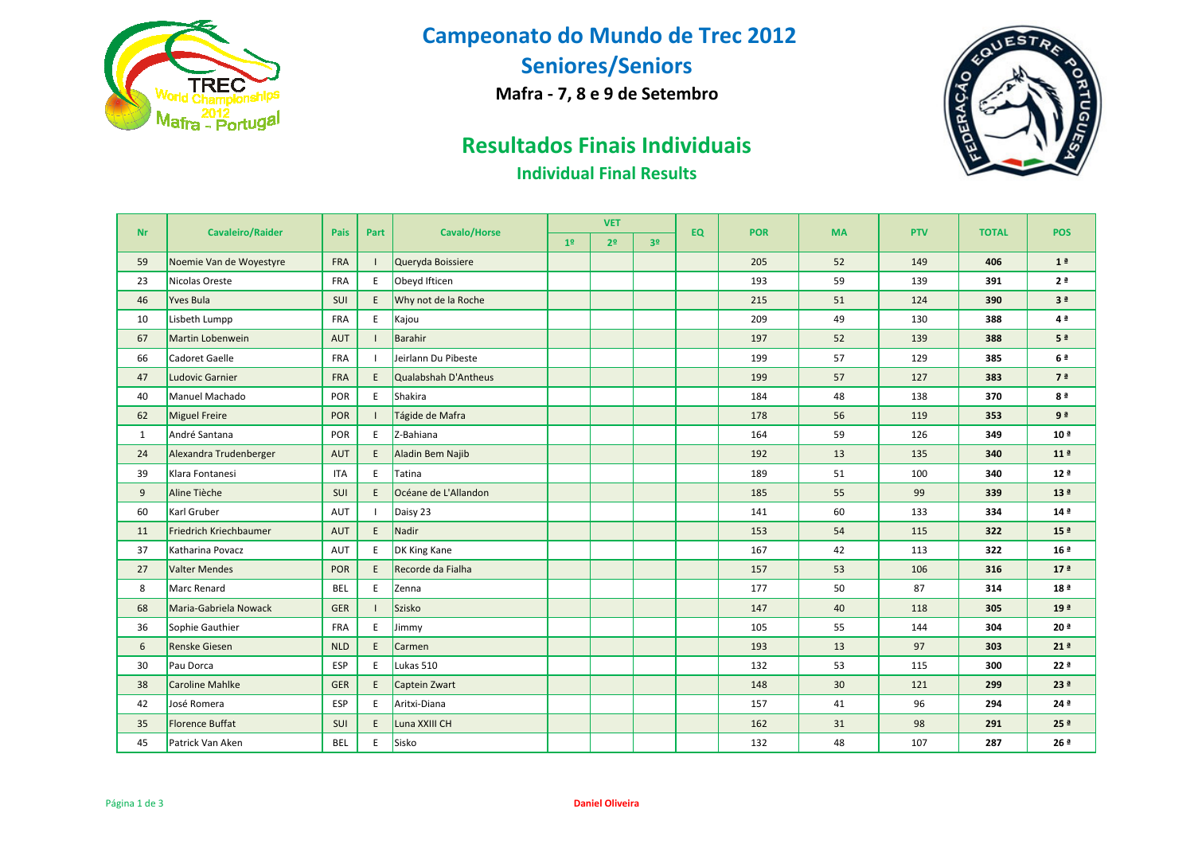# Campeonato do Mundo de Trec 2012

## Seniores/Seniors

**Mafra - 7, 8 e 9 de Setembro**

## Resultados Finais Individuais

### Individual Final Results

| Nr | Cavaleiro/Raider | Pais | Part | Cavalo/Horse | VET | | | EQ | POR | MA | PTV | TOTAL | POS |
|---|---|---|---|---|---|---|---|---|---|---|---|---|---|
| | | | | | 1º | 2º | 3º | | | | | | |
| 59 | Noemie Van de Woyestyre | FRA | I | Queryda Boissiere | | | | | 205 | 52 | 149 | **406** | **1 ª** |
| 23 | Nicolas Oreste | FRA | E | Obeyd Ifticen | | | | | 193 | 59 | 139 | **391** | **2 ª** |
| 46 | Yves Bula | SUI | E | Why not de la Roche | | | | | 215 | 51 | 124 | **390** | **3 ª** |
| 10 | Lisbeth Lumpp | FRA | E | Kajou | | | | | 209 | 49 | 130 | **388** | **4 ª** |
| 67 | Martin Lobenwein | AUT | I | Barahir | | | | | 197 | 52 | 139 | **388** | **5 ª** |
| 66 | Cadoret Gaelle | FRA | I | Jeirlann Du Pibeste | | | | | 199 | 57 | 129 | **385** | **6 ª** |
| 47 | Ludovic Garnier | FRA | E | Qualabshah D'Antheus | | | | | 199 | 57 | 127 | **383** | **7 ª** |
| 40 | Manuel Machado | POR | E | Shakira | | | | | 184 | 48 | 138 | **370** | **8 ª** |
| 62 | Miguel Freire | POR | I | Tágide de Mafra | | | | | 178 | 56 | 119 | **353** | **9 ª** |
| 1 | André Santana | POR | E | Z-Bahiana | | | | | 164 | 59 | 126 | **349** | **10 ª** |
| 24 | Alexandra Trudenberger | AUT | E | Aladin Bem Najib | | | | | 192 | 13 | 135 | **340** | **11 ª** |
| 39 | Klara Fontanesi | ITA | E | Tatina | | | | | 189 | 51 | 100 | **340** | **12 ª** |
| 9 | Aline Tièche | SUI | E | Océane de L'Allandon | | | | | 185 | 55 | 99 | **339** | **13 ª** |
| 60 | Karl Gruber | AUT | I | Daisy 23 | | | | | 141 | 60 | 133 | **334** | **14 ª** |
| 11 | Friedrich Kriechbaumer | AUT | E | Nadir | | | | | 153 | 54 | 115 | **322** | **15 ª** |
| 37 | Katharina Povacz | AUT | E | DK King Kane | | | | | 167 | 42 | 113 | **322** | **16 ª** |
| 27 | Valter Mendes | POR | E | Recorde da Fialha | | | | | 157 | 53 | 106 | **316** | **17 ª** |
| 8 | Marc Renard | BEL | E | Zenna | | | | | 177 | 50 | 87 | **314** | **18 ª** |
| 68 | Maria-Gabriela Nowack | GER | I | Szisko | | | | | 147 | 40 | 118 | **305** | **19 ª** |
| 36 | Sophie Gauthier | FRA | E | Jimmy | | | | | 105 | 55 | 144 | **304** | **20 ª** |
| 6 | Renske Giesen | NLD | E | Carmen | | | | | 193 | 13 | 97 | **303** | **21 ª** |
| 30 | Pau Dorca | ESP | E | Lukas 510 | | | | | 132 | 53 | 115 | **300** | **22 ª** |
| 38 | Caroline Mahlke | GER | E | Captein Zwart | | | | | 148 | 30 | 121 | **299** | **23 ª** |
| 42 | José Romera | ESP | E | Aritxi-Diana | | | | | 157 | 41 | 96 | **294** | **24 ª** |
| 35 | Florence Buffat | SUI | E | Luna XXIII CH | | | | | 162 | 31 | 98 | **291** | **25 ª** |
| 45 | Patrick Van Aken | BEL | E | Sisko | | | | | 132 | 48 | 107 | **287** | **26 ª** |

Daniel Oliveira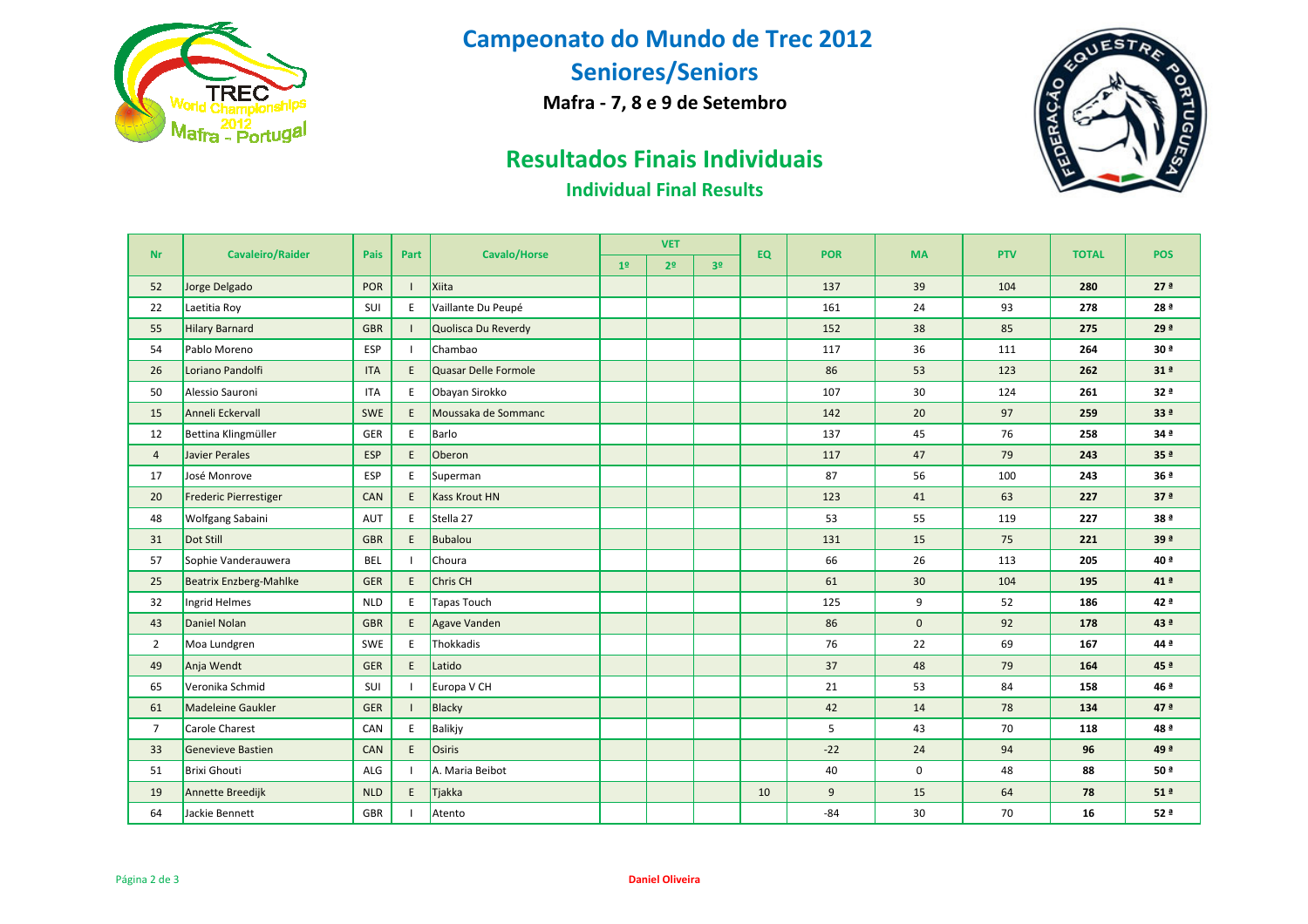# Campeonato do Mundo de Trec 2012

## Seniores/Seniors

**Mafra - 7, 8 e 9 de Setembro**

## Resultados Finais Individuais

### Individual Final Results

| Nr | Cavaleiro/Raider | Pais | Part | Cavalo/Horse | VET | | | EQ | POR | MA | PTV | TOTAL | POS |
|---|---|---|---|---|---|---|---|---|---|---|---|---|---|
| | | | | | 1º | 2º | 3º | | | | | | |
| 52 | Jorge Delgado | POR | I | Xiita | | | | | 137 | 39 | 104 | **280** | **27 ª** |
| 22 | Laetitia Roy | SUI | E | Vaillante Du Peupé | | | | | 161 | 24 | 93 | **278** | **28 ª** |
| 55 | Hilary Barnard | GBR | I | Quolisca Du Reverdy | | | | | 152 | 38 | 85 | **275** | **29 ª** |
| 54 | Pablo Moreno | ESP | I | Chambao | | | | | 117 | 36 | 111 | **264** | **30 ª** |
| 26 | Loriano Pandolfi | ITA | E | Quasar Delle Formole | | | | | 86 | 53 | 123 | **262** | **31 ª** |
| 50 | Alessio Sauroni | ITA | E | Obayan Sirokko | | | | | 107 | 30 | 124 | **261** | **32 ª** |
| 15 | Anneli Eckervall | SWE | E | Moussaka de Sommanc | | | | | 142 | 20 | 97 | **259** | **33 ª** |
| 12 | Bettina Klingmüller | GER | E | Barlo | | | | | 137 | 45 | 76 | **258** | **34 ª** |
| 4 | Javier Perales | ESP | E | Oberon | | | | | 117 | 47 | 79 | **243** | **35 ª** |
| 17 | José Monrove | ESP | E | Superman | | | | | 87 | 56 | 100 | **243** | **36 ª** |
| 20 | Frederic Pierrestiger | CAN | E | Kass Krout HN | | | | | 123 | 41 | 63 | **227** | **37 ª** |
| 48 | Wolfgang Sabaini | AUT | E | Stella 27 | | | | | 53 | 55 | 119 | **227** | **38 ª** |
| 31 | Dot Still | GBR | E | Bubalou | | | | | 131 | 15 | 75 | **221** | **39 ª** |
| 57 | Sophie Vanderauwera | BEL | I | Choura | | | | | 66 | 26 | 113 | **205** | **40 ª** |
| 25 | Beatrix Enzberg-Mahlke | GER | E | Chris CH | | | | | 61 | 30 | 104 | **195** | **41 ª** |
| 32 | Ingrid Helmes | NLD | E | Tapas Touch | | | | | 125 | 9 | 52 | **186** | **42 ª** |
| 43 | Daniel Nolan | GBR | E | Agave Vanden | | | | | 86 | 0 | 92 | **178** | **43 ª** |
| 2 | Moa Lundgren | SWE | E | Thokkadis | | | | | 76 | 22 | 69 | **167** | **44 ª** |
| 49 | Anja Wendt | GER | E | Latido | | | | | 37 | 48 | 79 | **164** | **45 ª** |
| 65 | Veronika Schmid | SUI | I | Europa V CH | | | | | 21 | 53 | 84 | **158** | **46 ª** |
| 61 | Madeleine Gaukler | GER | I | Blacky | | | | | 42 | 14 | 78 | **134** | **47 ª** |
| 7 | Carole Charest | CAN | E | Balikjy | | | | | 5 | 43 | 70 | **118** | **48 ª** |
| 33 | Genevieve Bastien | CAN | E | Osiris | | | | | -22 | 24 | 94 | **96** | **49 ª** |
| 51 | Brixi Ghouti | ALG | I | A. Maria Beibot | | | | | 40 | 0 | 48 | **88** | **50 ª** |
| 19 | Annette Breedijk | NLD | E | Tjakka | | | | 10 | 9 | 15 | 64 | **78** | **51 ª** |
| 64 | Jackie Bennett | GBR | I | Atento | | | | | -84 | 30 | 70 | **16** | **52 ª** |

Daniel Oliveira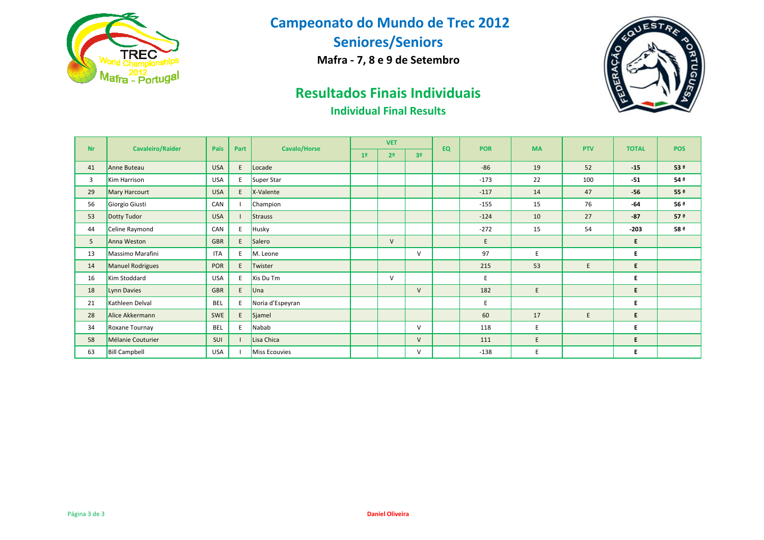# Campeonato do Mundo de Trec 2012

## Seniores/Seniors

**Mafra - 7, 8 e 9 de Setembro**

## Resultados Finais Individuais

### Individual Final Results

| Nr | Cavaleiro/Raider | Pais | Part | Cavalo/Horse | VET | | | EQ | POR | MA | PTV | TOTAL | POS |
|---|---|---|---|---|---|---|---|---|---|---|---|---|---|
| | | | | | 1º | 2º | 3º | | | | | | |
| 41 | Anne Buteau | USA | E | Locade | | | | | -86 | 19 | 52 | **-15** | **53 ª** |
| 3 | Kim Harrison | USA | E | Super Star | | | | | -173 | 22 | 100 | **-51** | **54 ª** |
| 29 | Mary Harcourt | USA | E | X-Valente | | | | | -117 | 14 | 47 | **-56** | **55 ª** |
| 56 | Giorgio Giusti | CAN | I | Champion | | | | | -155 | 15 | 76 | **-64** | **56 ª** |
| 53 | Dotty Tudor | USA | I | Strauss | | | | | -124 | 10 | 27 | **-87** | **57 ª** |
| 44 | Celine Raymond | CAN | E | Husky | | | | | -272 | 15 | 54 | **-203** | **58 ª** |
| 5 | Anna Weston | GBR | E | Salero | | V | | | E | | | **E** | |
| 13 | Massimo Marafini | ITA | E | M. Leone | | | V | | 97 | E | | **E** | |
| 14 | Manuel Rodrigues | POR | E | Twister | | | | | 215 | 53 | E | **E** | |
| 16 | Kim Stoddard | USA | E | Xis Du Tm | | V | | | E | | | **E** | |
| 18 | Lynn Davies | GBR | E | Una | | | V | | 182 | E | | **E** | |
| 21 | Kathleen Delval | BEL | E | Noria d'Espeyran | | | | | E | | | **E** | |
| 28 | Alice Akkermann | SWE | E | Sjamel | | | | | 60 | 17 | E | **E** | |
| 34 | Roxane Tournay | BEL | E | Nabab | | | V | | 118 | E | | **E** | |
| 58 | Mélanie Couturier | SUI | I | Lisa Chica | | | V | | 111 | E | | **E** | |
| 63 | Bill Campbell | USA | I | Miss Ecouvies | | | V | | -138 | E | | **E** | |

**Daniel Oliveira**